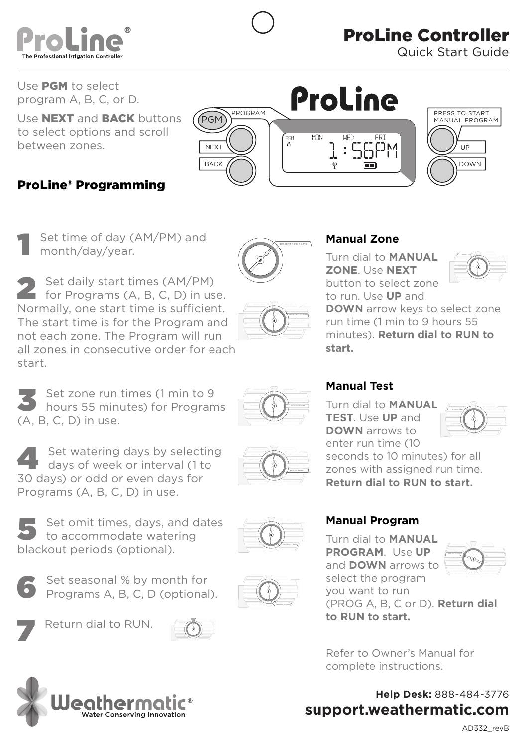# ProLine Controller

Quick Start Guide

ProLine®

The Professional Irrigation Controller

Use **PGM** to select program A, B, C, or D.

Use **NEXT** and **BACK** buttons to select options and scroll between zones.

## ProLine® Programming

**1** Set time of day (AM/PM) and month/day/year.

**2** Set daily start times (AM/PM) for Programs (A, B, C, D) in use. Normally, one start time is sufficient. The start time is for the Program and not each zone. The Program will run all zones in consecutive order for each start.

**3** Set zone run times (1 min to 9 hours 55 minutes) for Programs (A, B, C, D) in use.

**4** Set watering days by selecting days of week or interval (1 to 30 days) or odd or even days for Programs (A, B, C, D) in use.

**5** Set omit times, days, and dates to accommodate watering blackout periods (optional).

**6** Set seasonal % by month for Programs A, B, C, D (optional).

**7** Return dial to RUN.

### Manual Zone

Turn dial to **MANUAL ZONE**. Use **NEXT** button to select zone to run. Use **UP** and **DOWN** arrow keys to select zone run time (1 min to 9 hours 55 minutes). **Return dial to RUN to start.**

### Manual Test

Turn dial to **MANUAL TEST**. Use **UP** and **DOWN** arrows to enter run time (10 seconds to 10 minutes) for all zones with assigned run time. **Return dial to RUN to start.**

### Manual Program

Turn dial to **MANUAL PROGRAM**. Use **UP** and **DOWN** arrows to select the program you want to run (PROG A, B, C or D). **Return dial to RUN to start.**

Refer to Owner's Manual for complete instructions.

Weathermatic® Water Conserving Innovation

**Help Desk:** 888-484-3776

**support.weathermatic.com**

AD332_revB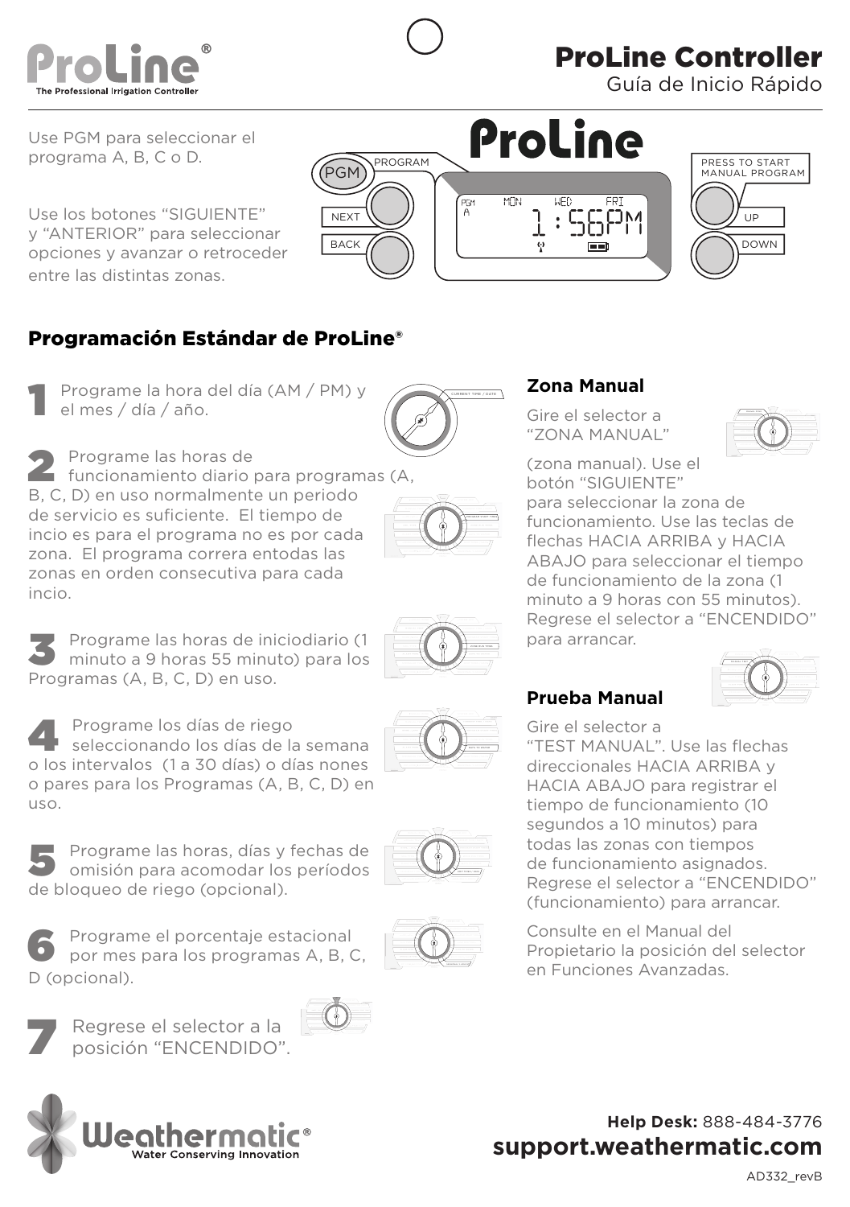# ProLine Controller

Guía de Inicio Rápido

Use PGM para seleccionar el programa A, B, C o D.

Use los botones “SIGUIENTE” y “ANTERIOR” para seleccionar opciones y avanzar o retroceder entre las distintas zonas.

PGM
PROGRAM
NEXT
BACK
PRESS TO START MANUAL PROGRAM
UP
DOWN

## Programación Estándar de ProLine®

**1** Programe la hora del día (AM / PM) y el mes / día / año.

**2** Programe las horas de funcionamiento diario para programas (A, B, C, D) en uso normalmente un periodo de servicio es suficiente. El tiempo de incio es para el programa no es por cada zona. El programa correra entodas las zonas en orden consecutiva para cada incio.

**3** Programe las horas de iniciodiario (1 minuto a 9 horas 55 minuto) para los Programas (A, B, C, D) en uso.

**4** Programe los días de riego seleccionando los días de la semana o los intervalos (1 a 30 días) o días nones o pares para los Programas (A, B, C, D) en uso.

**5** Programe las horas, días y fechas de omisión para acomodar los períodos de bloqueo de riego (opcional).

**6** Programe el porcentaje estacional por mes para los programas A, B, C, D (opcional).

**7** Regrese el selector a la posición “ENCENDIDO”.

### Zona Manual

Gire el selector a “ZONA MANUAL” (zona manual). Use el botón “SIGUIENTE” para seleccionar la zona de funcionamiento. Use las teclas de flechas HACIA ARRIBA y HACIA ABAJO para seleccionar el tiempo de funcionamiento de la zona (1 minuto a 9 horas con 55 minutos). Regrese el selector a “ENCENDIDO” para arrancar.

### Prueba Manual

Gire el selector a “TEST MANUAL”. Use las flechas direccionales HACIA ARRIBA y HACIA ABAJO para registrar el tiempo de funcionamiento (10 segundos a 10 minutos) para todas las zonas con tiempos de funcionamiento asignados. Regrese el selector a “ENCENDIDO” (funcionamiento) para arrancar.

Consulte en el Manual del Propietario la posición del selector en Funciones Avanzadas.

**Help Desk:** 888-484-3776

**support.weathermatic.com**

AD332_revB